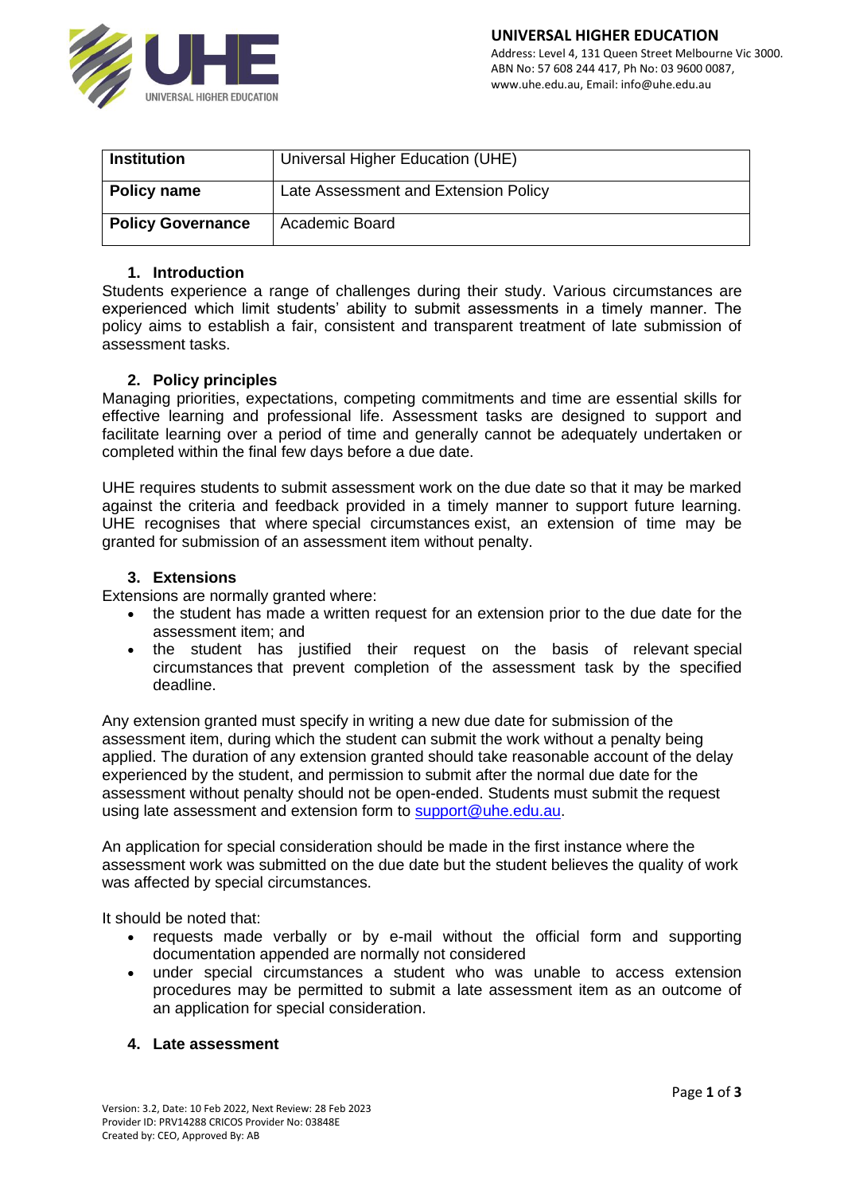| Institution | Universal Higher Education (UHE) |
|---|---|
| Policy name | Late Assessment and Extension Policy |
| Policy Governance | Academic Board |

## 1. Introduction

Students experience a range of challenges during their study. Various circumstances are experienced which limit students' ability to submit assessments in a timely manner. The policy aims to establish a fair, consistent and transparent treatment of late submission of assessment tasks.

## 2. Policy principles

Managing priorities, expectations, competing commitments and time are essential skills for effective learning and professional life. Assessment tasks are designed to support and facilitate learning over a period of time and generally cannot be adequately undertaken or completed within the final few days before a due date.

UHE requires students to submit assessment work on the due date so that it may be marked against the criteria and feedback provided in a timely manner to support future learning. UHE recognises that where special circumstances exist, an extension of time may be granted for submission of an assessment item without penalty.

## 3. Extensions

Extensions are normally granted where:

- the student has made a written request for an extension prior to the due date for the assessment item; and
- the student has justified their request on the basis of relevant special circumstances that prevent completion of the assessment task by the specified deadline.

Any extension granted must specify in writing a new due date for submission of the assessment item, during which the student can submit the work without a penalty being applied. The duration of any extension granted should take reasonable account of the delay experienced by the student, and permission to submit after the normal due date for the assessment without penalty should not be open-ended. Students must submit the request using late assessment and extension form to support@uhe.edu.au.

An application for special consideration should be made in the first instance where the assessment work was submitted on the due date but the student believes the quality of work was affected by special circumstances.

It should be noted that:

- requests made verbally or by e-mail without the official form and supporting documentation appended are normally not considered
- under special circumstances a student who was unable to access extension procedures may be permitted to submit a late assessment item as an outcome of an application for special consideration.

## 4. Late assessment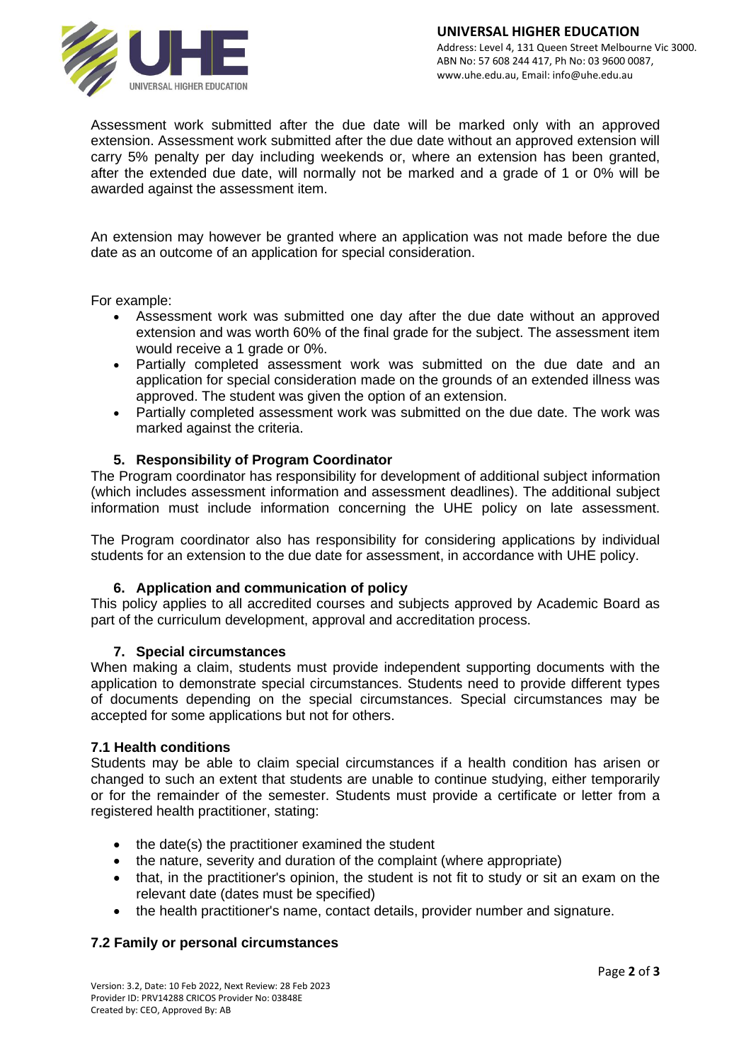Assessment work submitted after the due date will be marked only with an approved extension. Assessment work submitted after the due date without an approved extension will carry 5% penalty per day including weekends or, where an extension has been granted, after the extended due date, will normally not be marked and a grade of 1 or 0% will be awarded against the assessment item.

An extension may however be granted where an application was not made before the due date as an outcome of an application for special consideration.

For example:

- Assessment work was submitted one day after the due date without an approved extension and was worth 60% of the final grade for the subject. The assessment item would receive a 1 grade or 0%.
- Partially completed assessment work was submitted on the due date and an application for special consideration made on the grounds of an extended illness was approved. The student was given the option of an extension.
- Partially completed assessment work was submitted on the due date. The work was marked against the criteria.

### 5. Responsibility of Program Coordinator

The Program coordinator has responsibility for development of additional subject information (which includes assessment information and assessment deadlines). The additional subject information must include information concerning the UHE policy on late assessment.

The Program coordinator also has responsibility for considering applications by individual students for an extension to the due date for assessment, in accordance with UHE policy.

### 6. Application and communication of policy

This policy applies to all accredited courses and subjects approved by Academic Board as part of the curriculum development, approval and accreditation process.

### 7. Special circumstances

When making a claim, students must provide independent supporting documents with the application to demonstrate special circumstances. Students need to provide different types of documents depending on the special circumstances. Special circumstances may be accepted for some applications but not for others.

#### 7.1 Health conditions

Students may be able to claim special circumstances if a health condition has arisen or changed to such an extent that students are unable to continue studying, either temporarily or for the remainder of the semester. Students must provide a certificate or letter from a registered health practitioner, stating:

- the date(s) the practitioner examined the student
- the nature, severity and duration of the complaint (where appropriate)
- that, in the practitioner's opinion, the student is not fit to study or sit an exam on the relevant date (dates must be specified)
- the health practitioner's name, contact details, provider number and signature.

#### 7.2 Family or personal circumstances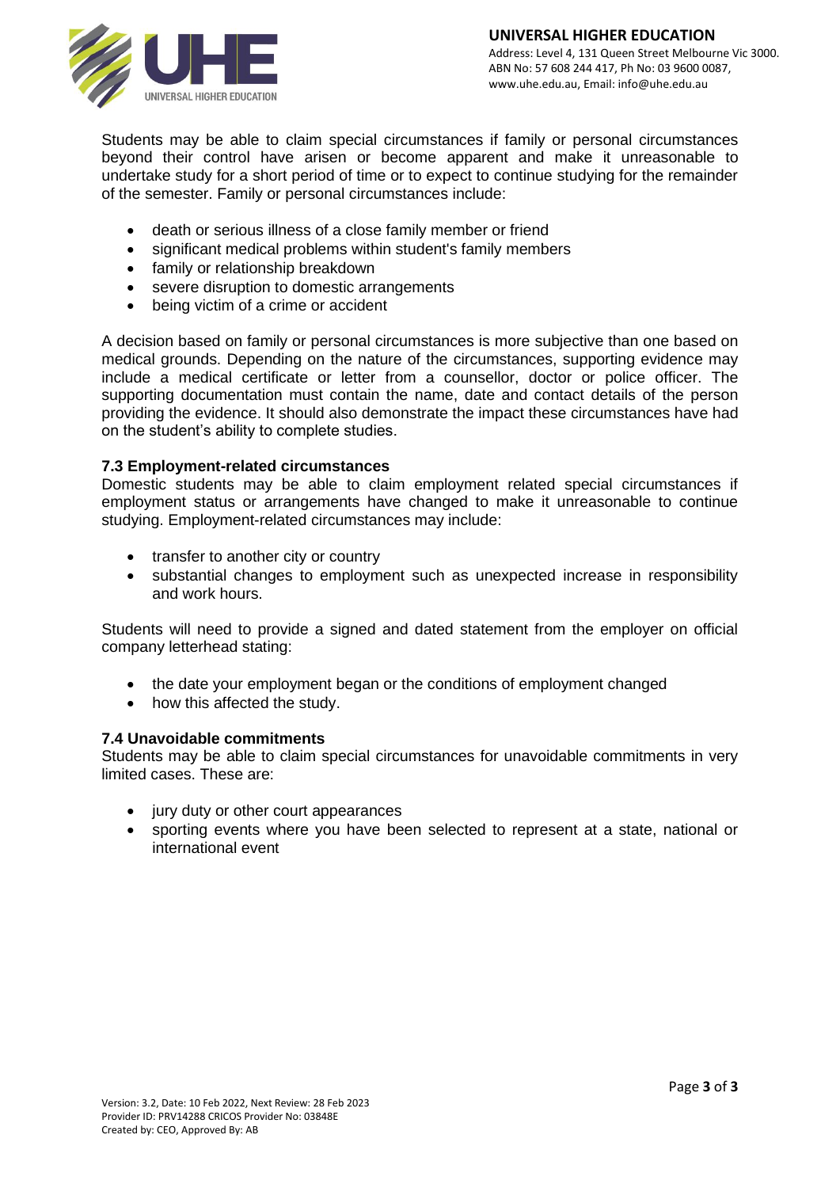Students may be able to claim special circumstances if family or personal circumstances beyond their control have arisen or become apparent and make it unreasonable to undertake study for a short period of time or to expect to continue studying for the remainder of the semester. Family or personal circumstances include:

- death or serious illness of a close family member or friend
- significant medical problems within student's family members
- family or relationship breakdown
- severe disruption to domestic arrangements
- being victim of a crime or accident

A decision based on family or personal circumstances is more subjective than one based on medical grounds. Depending on the nature of the circumstances, supporting evidence may include a medical certificate or letter from a counsellor, doctor or police officer. The supporting documentation must contain the name, date and contact details of the person providing the evidence. It should also demonstrate the impact these circumstances have had on the student's ability to complete studies.

### 7.3 Employment-related circumstances

Domestic students may be able to claim employment related special circumstances if employment status or arrangements have changed to make it unreasonable to continue studying. Employment-related circumstances may include:

- transfer to another city or country
- substantial changes to employment such as unexpected increase in responsibility and work hours.

Students will need to provide a signed and dated statement from the employer on official company letterhead stating:

- the date your employment began or the conditions of employment changed
- how this affected the study.

### 7.4 Unavoidable commitments

Students may be able to claim special circumstances for unavoidable commitments in very limited cases. These are:

- jury duty or other court appearances
- sporting events where you have been selected to represent at a state, national or international event